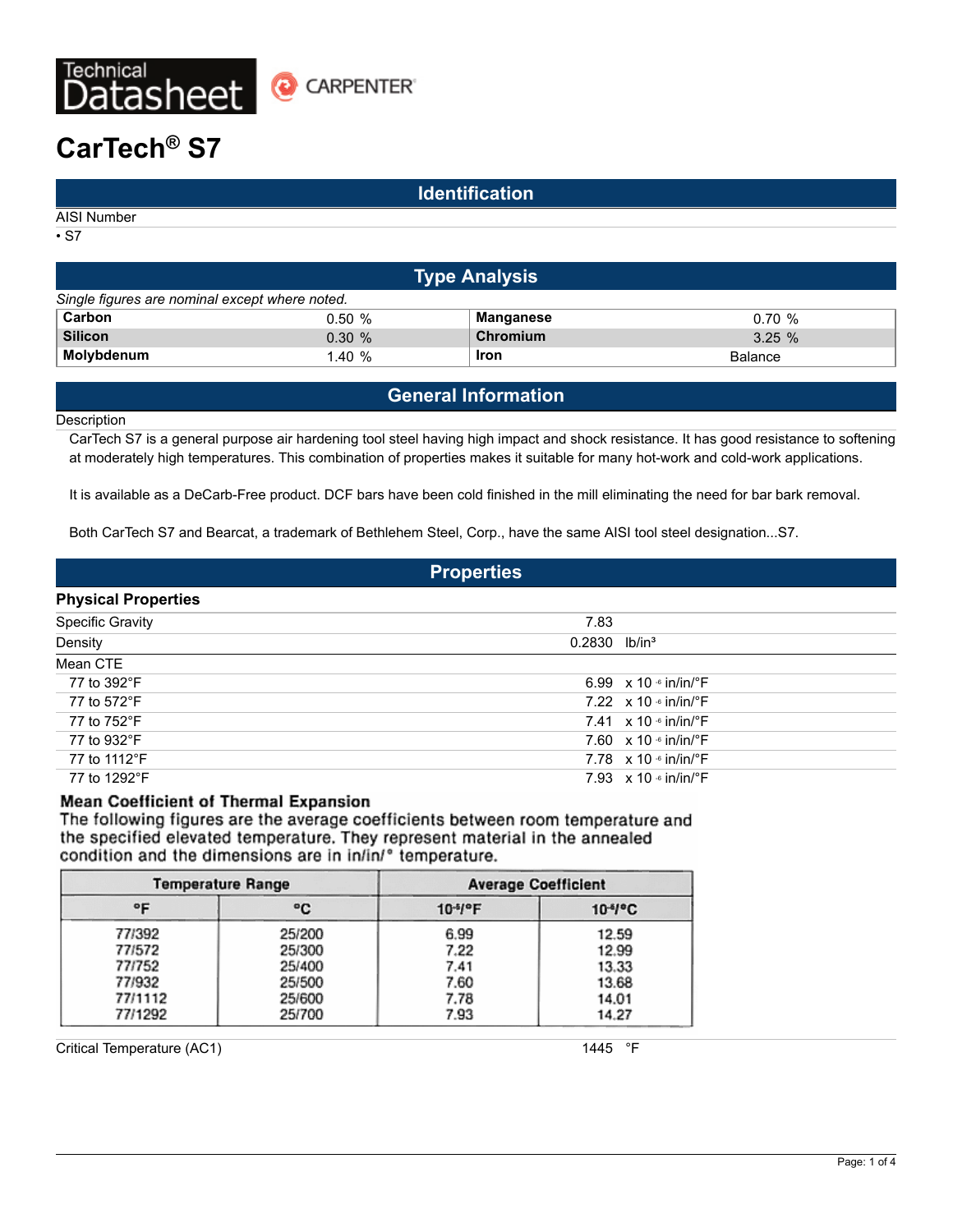# CarTech® S7

## Identification

AISI Number

- S7

## Type Analysis

*Single figures are nominal except where noted.*

| | | | |
|---|---|---|---|
| **Carbon** | 0.50 % | **Manganese** | 0.70 % |
| **Silicon** | 0.30 % | **Chromium** | 3.25 % |
| **Molybdenum** | 1.40 % | **Iron** | Balance |

## General Information

Description

CarTech S7 is a general purpose air hardening tool steel having high impact and shock resistance. It has good resistance to softening at moderately high temperatures. This combination of properties makes it suitable for many hot-work and cold-work applications.

It is available as a DeCarb-Free product. DCF bars have been cold finished in the mill eliminating the need for bar bark removal.

Both CarTech S7 and Bearcat, a trademark of Bethlehem Steel, Corp., have the same AISI tool steel designation...S7.

## Properties

### Physical Properties

| | |
|---|---|
| Specific Gravity | 7.83 |
| Density | 0.2830 lb/in³ |
| Mean CTE | |
| 77 to 392°F | 6.99 x $10^{-6}$ in/in/°F |
| 77 to 572°F | 7.22 x $10^{-6}$ in/in/°F |
| 77 to 752°F | 7.41 x $10^{-6}$ in/in/°F |
| 77 to 932°F | 7.60 x $10^{-6}$ in/in/°F |
| 77 to 1112°F | 7.78 x $10^{-6}$ in/in/°F |
| 77 to 1292°F | 7.93 x $10^{-6}$ in/in/°F |

**Mean Coefficient of Thermal Expansion**

The following figures are the average coefficients between room temperature and the specified elevated temperature. They represent material in the annealed condition and the dimensions are in in/in/° temperature.

| Temperature Range | | Average Coefficient | |
|---|---|---|---|
| °F | °C | $10^{-6}$/°F | $10^{-6}$/°C |
| 77/392 | 25/200 | 6.99 | 12.59 |
| 77/572 | 25/300 | 7.22 | 12.99 |
| 77/752 | 25/400 | 7.41 | 13.33 |
| 77/932 | 25/500 | 7.60 | 13.68 |
| 77/1112 | 25/600 | 7.78 | 14.01 |
| 77/1292 | 25/700 | 7.93 | 14.27 |

| | |
|---|---|
| Critical Temperature (AC1) | 1445 °F |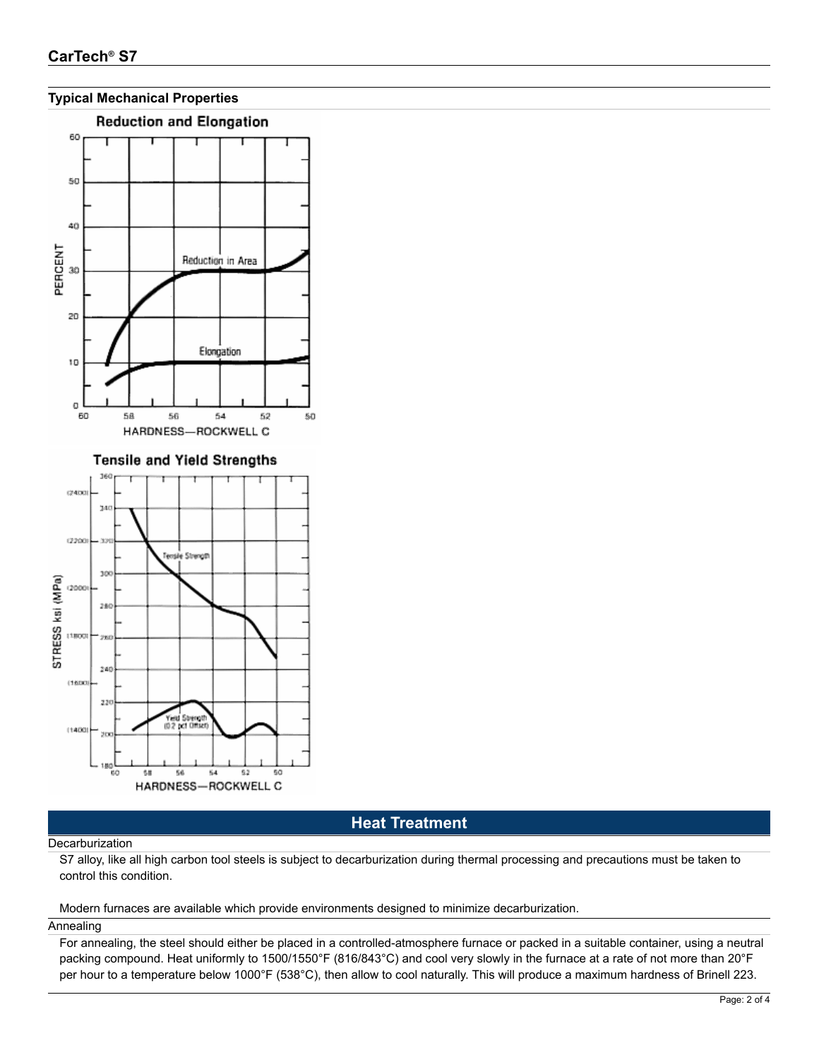## Typical Mechanical Properties

**Reduction and Elongation**

**Tensile and Yield Strengths**

## Heat Treatment

### Decarburization

S7 alloy, like all high carbon tool steels is subject to decarburization during thermal processing and precautions must be taken to control this condition.

Modern furnaces are available which provide environments designed to minimize decarburization.

### Annealing

For annealing, the steel should either be placed in a controlled-atmosphere furnace or packed in a suitable container, using a neutral packing compound. Heat uniformly to 1500/1550°F (816/843°C) and cool very slowly in the furnace at a rate of not more than 20°F per hour to a temperature below 1000°F (538°C), then allow to cool naturally. This will produce a maximum hardness of Brinell 223.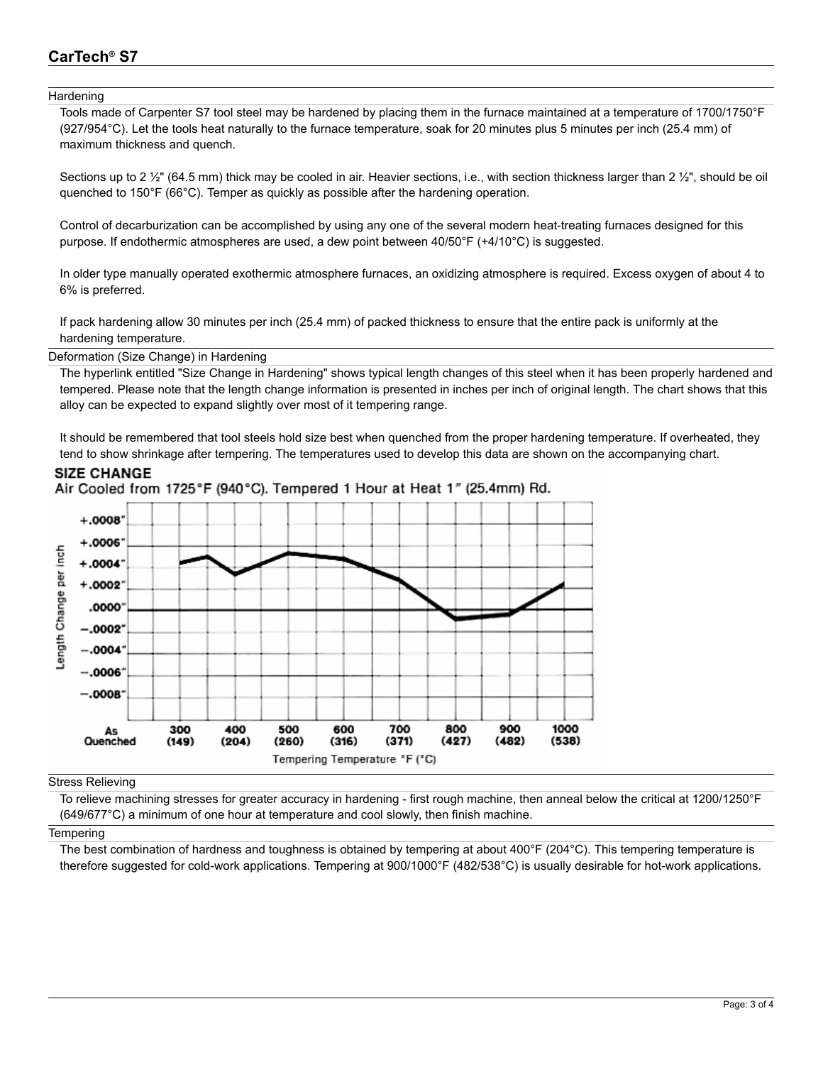## Hardening

Tools made of Carpenter S7 tool steel may be hardened by placing them in the furnace maintained at a temperature of 1700/1750°F (927/954°C). Let the tools heat naturally to the furnace temperature, soak for 20 minutes plus 5 minutes per inch (25.4 mm) of maximum thickness and quench.

Sections up to 2 ½" (64.5 mm) thick may be cooled in air. Heavier sections, i.e., with section thickness larger than 2 ½", should be oil quenched to 150°F (66°C). Temper as quickly as possible after the hardening operation.

Control of decarburization can be accomplished by using any one of the several modern heat-treating furnaces designed for this purpose. If endothermic atmospheres are used, a dew point between 40/50°F (+4/10°C) is suggested.

In older type manually operated exothermic atmosphere furnaces, an oxidizing atmosphere is required. Excess oxygen of about 4 to 6% is preferred.

If pack hardening allow 30 minutes per inch (25.4 mm) of packed thickness to ensure that the entire pack is uniformly at the hardening temperature.

## Deformation (Size Change) in Hardening

The hyperlink entitled "Size Change in Hardening" shows typical length changes of this steel when it has been properly hardened and tempered. Please note that the length change information is presented in inches per inch of original length. The chart shows that this alloy can be expected to expand slightly over most of it tempering range.

It should be remembered that tool steels hold size best when quenched from the proper hardening temperature. If overheated, they tend to show shrinkage after tempering. The temperatures used to develop this data are shown on the accompanying chart.

**SIZE CHANGE**

Air Cooled from 1725°F (940°C). Tempered 1 Hour at Heat 1" (25.4mm) Rd.

Length Change per Inch: +.0008", +.0006", +.0004", +.0002", .0000", −.0002", −.0004", −.0006", −.0008"

Tempering Temperature °F (°C): As Quenched, 300 (149), 400 (204), 500 (260), 600 (316), 700 (371), 800 (427), 900 (482), 1000 (538)

## Stress Relieving

To relieve machining stresses for greater accuracy in hardening - first rough machine, then anneal below the critical at 1200/1250°F (649/677°C) a minimum of one hour at temperature and cool slowly, then finish machine.

## Tempering

The best combination of hardness and toughness is obtained by tempering at about 400°F (204°C). This tempering temperature is therefore suggested for cold-work applications. Tempering at 900/1000°F (482/538°C) is usually desirable for hot-work applications.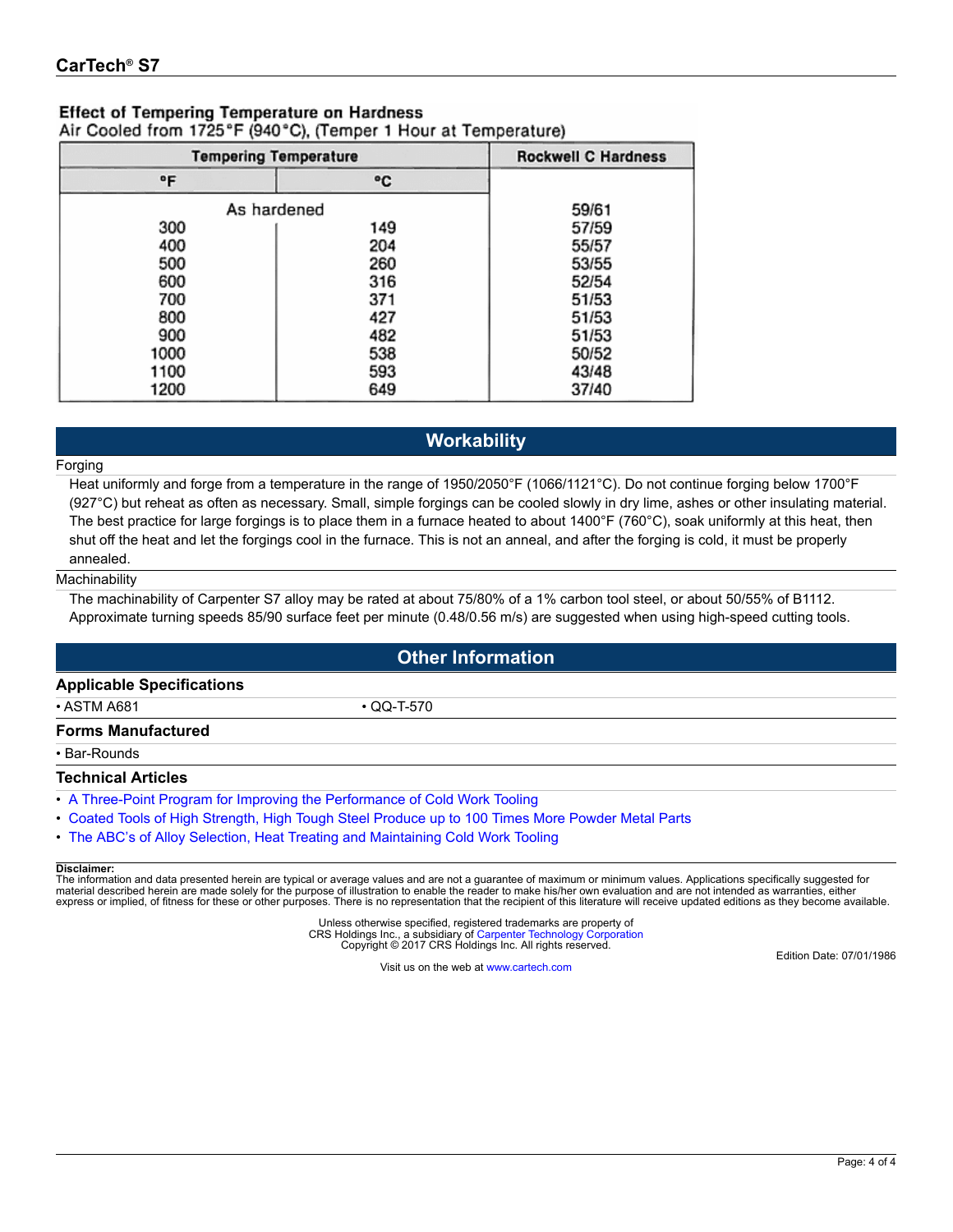**Effect of Tempering Temperature on Hardness**
Air Cooled from 1725°F (940°C), (Temper 1 Hour at Temperature)

| Tempering Temperature | | Rockwell C Hardness |
|---|---|---|
| °F | °C | |
| As hardened | | 59/61 |
| 300 | 149 | 57/59 |
| 400 | 204 | 55/57 |
| 500 | 260 | 53/55 |
| 600 | 316 | 52/54 |
| 700 | 371 | 51/53 |
| 800 | 427 | 51/53 |
| 900 | 482 | 51/53 |
| 1000 | 538 | 50/52 |
| 1100 | 593 | 43/48 |
| 1200 | 649 | 37/40 |

## Workability

**Forging**

Heat uniformly and forge from a temperature in the range of 1950/2050°F (1066/1121°C). Do not continue forging below 1700°F (927°C) but reheat as often as necessary. Small, simple forgings can be cooled slowly in dry lime, ashes or other insulating material. The best practice for large forgings is to place them in a furnace heated to about 1400°F (760°C), soak uniformly at this heat, then shut off the heat and let the forgings cool in the furnace. This is not an anneal, and after the forging is cold, it must be properly annealed.

**Machinability**

The machinability of Carpenter S7 alloy may be rated at about 75/80% of a 1% carbon tool steel, or about 50/55% of B1112. Approximate turning speeds 85/90 surface feet per minute (0.48/0.56 m/s) are suggested when using high-speed cutting tools.

## Other Information

### Applicable Specifications

- ASTM A681
- QQ-T-570

### Forms Manufactured

- Bar-Rounds

### Technical Articles

- A Three-Point Program for Improving the Performance of Cold Work Tooling
- Coated Tools of High Strength, High Tough Steel Produce up to 100 Times More Powder Metal Parts
- The ABC's of Alloy Selection, Heat Treating and Maintaining Cold Work Tooling

**Disclaimer:**
The information and data presented herein are typical or average values and are not a guarantee of maximum or minimum values. Applications specifically suggested for material described herein are made solely for the purpose of illustration to enable the reader to make his/her own evaluation and are not intended as warranties, either express or implied, of fitness for these or other purposes. There is no representation that the recipient of this literature will receive updated editions as they become available.

Unless otherwise specified, registered trademarks are property of
CRS Holdings Inc., a subsidiary of Carpenter Technology Corporation
Copyright © 2017 CRS Holdings Inc. All rights reserved.

Edition Date: 07/01/1986

Visit us on the web at www.cartech.com